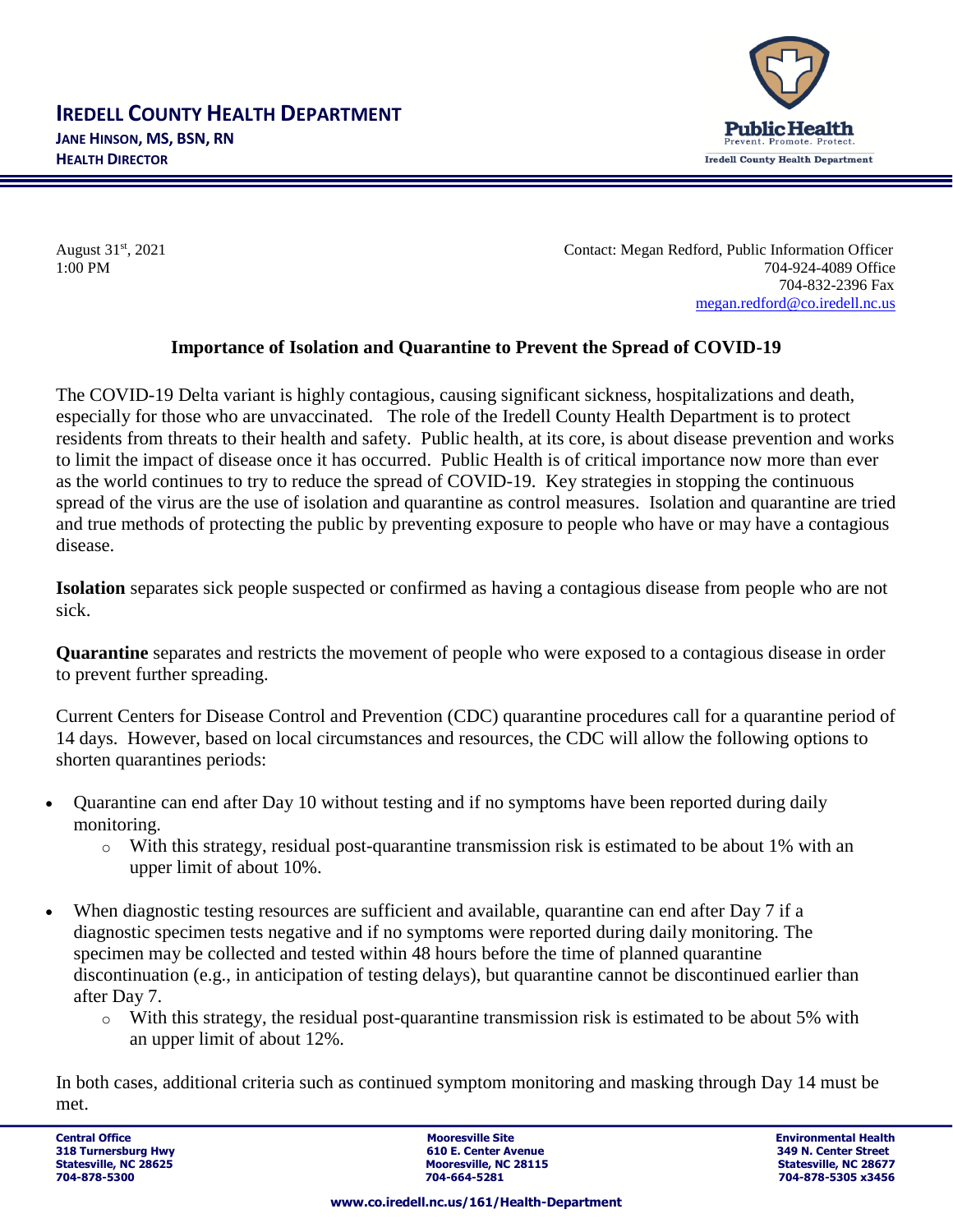# IREDELL COUNTY HEALTH DEPARTMENT

**JANE HINSON, MS, BSN, RN**
**HEALTH DIRECTOR**

August 31st, 2021
1:00 PM

Contact: Megan Redford, Public Information Officer
704-924-4089 Office
704-832-2396 Fax
megan.redford@co.iredell.nc.us

## Importance of Isolation and Quarantine to Prevent the Spread of COVID-19

The COVID-19 Delta variant is highly contagious, causing significant sickness, hospitalizations and death, especially for those who are unvaccinated. The role of the Iredell County Health Department is to protect residents from threats to their health and safety. Public health, at its core, is about disease prevention and works to limit the impact of disease once it has occurred. Public Health is of critical importance now more than ever as the world continues to try to reduce the spread of COVID-19. Key strategies in stopping the continuous spread of the virus are the use of isolation and quarantine as control measures. Isolation and quarantine are tried and true methods of protecting the public by preventing exposure to people who have or may have a contagious disease.

**Isolation** separates sick people suspected or confirmed as having a contagious disease from people who are not sick.

**Quarantine** separates and restricts the movement of people who were exposed to a contagious disease in order to prevent further spreading.

Current Centers for Disease Control and Prevention (CDC) quarantine procedures call for a quarantine period of 14 days. However, based on local circumstances and resources, the CDC will allow the following options to shorten quarantines periods:

- Quarantine can end after Day 10 without testing and if no symptoms have been reported during daily monitoring.
  - With this strategy, residual post-quarantine transmission risk is estimated to be about 1% with an upper limit of about 10%.
- When diagnostic testing resources are sufficient and available, quarantine can end after Day 7 if a diagnostic specimen tests negative and if no symptoms were reported during daily monitoring. The specimen may be collected and tested within 48 hours before the time of planned quarantine discontinuation (e.g., in anticipation of testing delays), but quarantine cannot be discontinued earlier than after Day 7.
  - With this strategy, the residual post-quarantine transmission risk is estimated to be about 5% with an upper limit of about 12%.

In both cases, additional criteria such as continued symptom monitoring and masking through Day 14 must be met.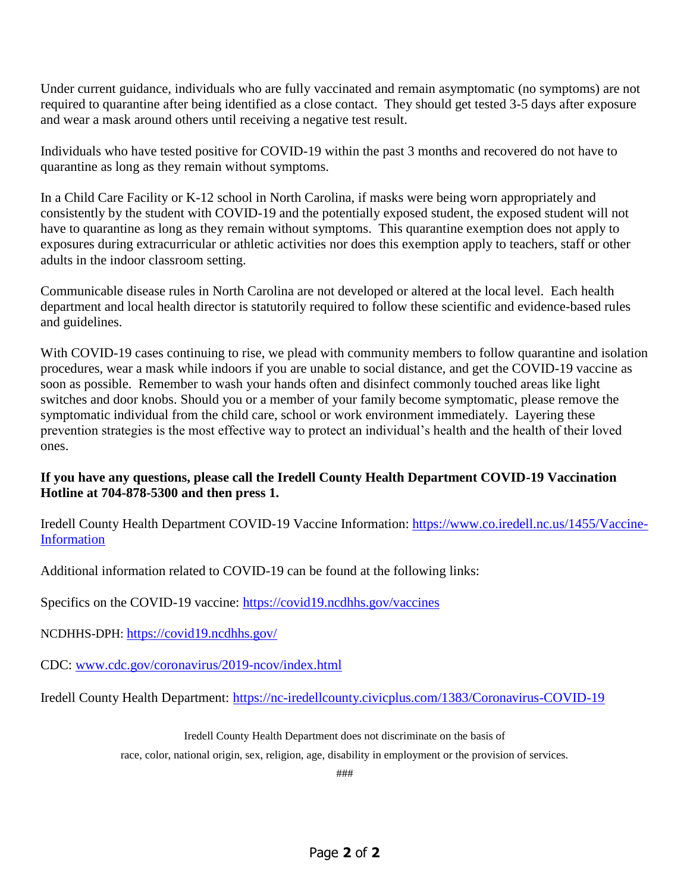Under current guidance, individuals who are fully vaccinated and remain asymptomatic (no symptoms) are not required to quarantine after being identified as a close contact. They should get tested 3-5 days after exposure and wear a mask around others until receiving a negative test result.

Individuals who have tested positive for COVID-19 within the past 3 months and recovered do not have to quarantine as long as they remain without symptoms.

In a Child Care Facility or K-12 school in North Carolina, if masks were being worn appropriately and consistently by the student with COVID-19 and the potentially exposed student, the exposed student will not have to quarantine as long as they remain without symptoms. This quarantine exemption does not apply to exposures during extracurricular or athletic activities nor does this exemption apply to teachers, staff or other adults in the indoor classroom setting.

Communicable disease rules in North Carolina are not developed or altered at the local level. Each health department and local health director is statutorily required to follow these scientific and evidence-based rules and guidelines.

With COVID-19 cases continuing to rise, we plead with community members to follow quarantine and isolation procedures, wear a mask while indoors if you are unable to social distance, and get the COVID-19 vaccine as soon as possible. Remember to wash your hands often and disinfect commonly touched areas like light switches and door knobs. Should you or a member of your family become symptomatic, please remove the symptomatic individual from the child care, school or work environment immediately. Layering these prevention strategies is the most effective way to protect an individual's health and the health of their loved ones.

**If you have any questions, please call the Iredell County Health Department COVID-19 Vaccination Hotline at 704-878-5300 and then press 1.**

Iredell County Health Department COVID-19 Vaccine Information: [https://www.co.iredell.nc.us/1455/Vaccine-Information](https://www.co.iredell.nc.us/1455/Vaccine-Information)

Additional information related to COVID-19 can be found at the following links:

Specifics on the COVID-19 vaccine: [https://covid19.ncdhhs.gov/vaccines](https://covid19.ncdhhs.gov/vaccines)

NCDHHS-DPH: [https://covid19.ncdhhs.gov/](https://covid19.ncdhhs.gov/)

CDC: [www.cdc.gov/coronavirus/2019-ncov/index.html](www.cdc.gov/coronavirus/2019-ncov/index.html)

Iredell County Health Department: [https://nc-iredellcounty.civicplus.com/1383/Coronavirus-COVID-19](https://nc-iredellcounty.civicplus.com/1383/Coronavirus-COVID-19)

Iredell County Health Department does not discriminate on the basis of race, color, national origin, sex, religion, age, disability in employment or the provision of services.

###